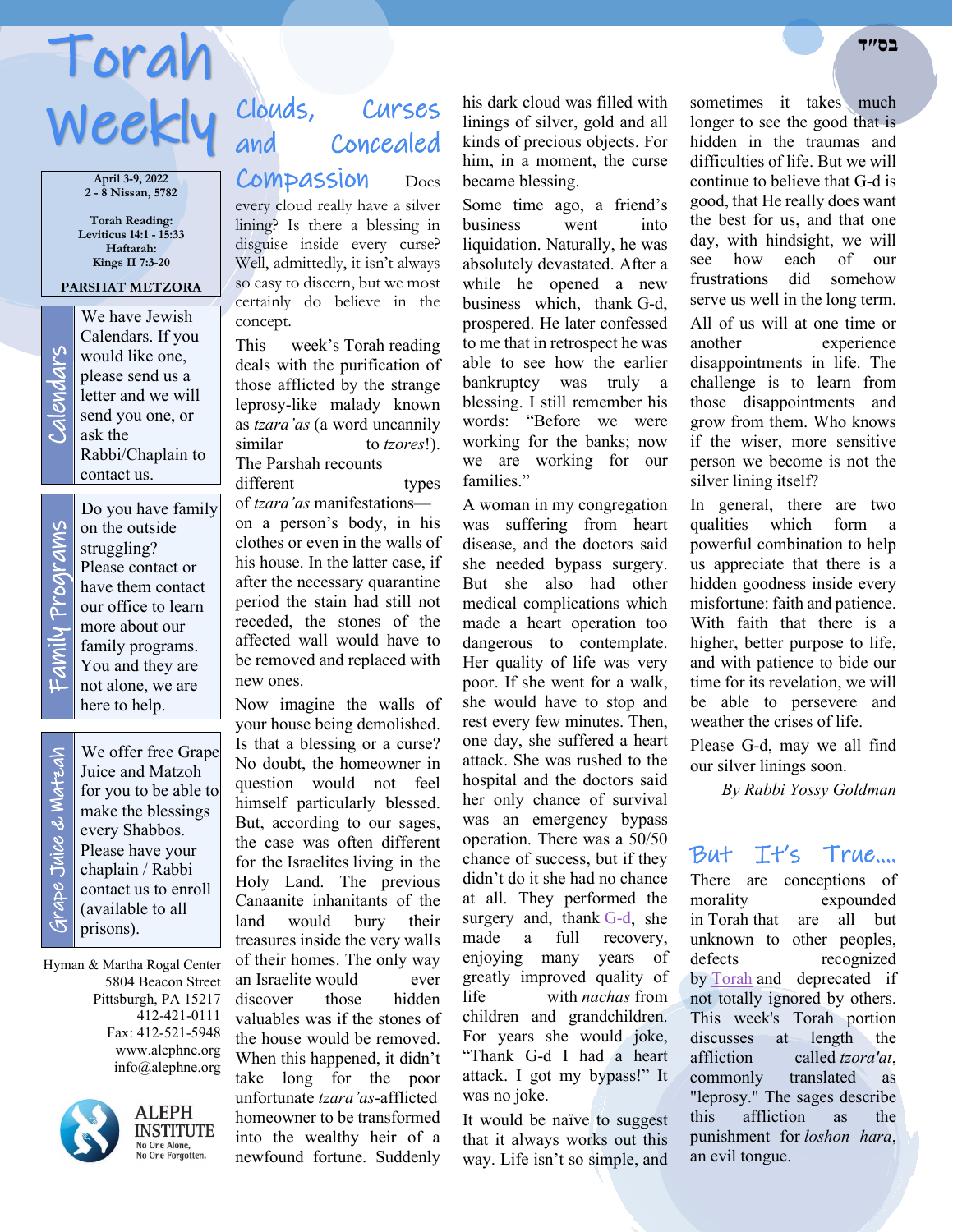בס״ד

# Torah Weekly

**April 3-9, 2022**
**2 - 8 Nissan, 5782**

**Torah Reading:**
**Leviticus 14:1 - 15:33**
**Haftarah:**
**Kings II 7:3-20**

**PARSHAT METZORA**

## Calendars

We have Jewish Calendars. If you would like one, please send us a letter and we will send you one, or ask the Rabbi/Chaplain to contact us.

## Family Programs

Do you have family on the outside struggling? Please contact or have them contact our office to learn more about our family programs. You and they are not alone, we are here to help.

## Grape Juice & Matzah

We offer free Grape Juice and Matzoh for you to be able to make the blessings every Shabbos. Please have your chaplain / Rabbi contact us to enroll (available to all prisons).

Hyman & Martha Rogal Center
5804 Beacon Street
Pittsburgh, PA 15217
412-421-0111
Fax: 412-521-5948
www.alephne.org
info@alephne.org

ALEPH INSTITUTE
No One Alone,
No One Forgotten.

## Clouds, Curses and Concealed Compassion

Does every cloud really have a silver lining? Is there a blessing in disguise inside every curse? Well, admittedly, it isn't always so easy to discern, but we most certainly do believe in the concept.

This week's Torah reading deals with the purification of those afflicted by the strange leprosy-like malady known as *tzara'as* (a word uncannily similar to *tzores*!). The Parshah recounts different types of *tzara'as* manifestations—on a person's body, in his clothes or even in the walls of his house. In the latter case, if after the necessary quarantine period the stain had still not receded, the stones of the affected wall would have to be removed and replaced with new ones.

Now imagine the walls of your house being demolished. Is that a blessing or a curse? No doubt, the homeowner in question would not feel himself particularly blessed. But, according to our sages, the case was often different for the Israelites living in the Holy Land. The previous Canaanite inhabitants of the land would bury their treasures inside the very walls of their homes. The only way an Israelite would ever discover those hidden valuables was if the stones of the house would be removed. When this happened, it didn't take long for the poor unfortunate *tzara'as*-afflicted homeowner to be transformed into the wealthy heir of a newfound fortune. Suddenly his dark cloud was filled with linings of silver, gold and all kinds of precious objects. For him, in a moment, the curse became blessing.

Some time ago, a friend's business went into liquidation. Naturally, he was absolutely devastated. After a while he opened a new business which, thank G-d, prospered. He later confessed to me that in retrospect he was able to see how the earlier bankruptcy was truly a blessing. I still remember his words: "Before we were working for the banks; now we are working for our families."

A woman in my congregation was suffering from heart disease, and the doctors said she needed bypass surgery. But she also had other medical complications which made a heart operation too dangerous to contemplate. Her quality of life was very poor. If she went for a walk, she would have to stop and rest every few minutes. Then, one day, she suffered a heart attack. She was rushed to the hospital and the doctors said her only chance of survival was an emergency bypass operation. There was a 50/50 chance of success, but if they didn't do it she had no chance at all. They performed the surgery and, thank G-d, she made a full recovery, enjoying many years of greatly improved quality of life with *nachas* from children and grandchildren. For years she would joke, "Thank G-d I had a heart attack. I got my bypass!" It was no joke.

It would be naïve to suggest that it always works out this way. Life isn't so simple, and sometimes it takes much longer to see the good that is hidden in the traumas and difficulties of life. But we will continue to believe that G-d is good, that He really does want the best for us, and that one day, with hindsight, we will see how each of our frustrations did somehow serve us well in the long term.

All of us will at one time or another experience disappointments in life. The challenge is to learn from those disappointments and grow from them. Who knows if the wiser, more sensitive person we become is not the silver lining itself?

In general, there are two qualities which form a powerful combination to help us appreciate that there is a hidden goodness inside every misfortune: faith and patience. With faith that there is a higher, better purpose to life, and with patience to bide our time for its revelation, we will be able to persevere and weather the crises of life.

Please G-d, may we all find our silver linings soon.

*By Rabbi Yossy Goldman*

## But It's True....

There are conceptions of morality expounded in Torah that are all but unknown to other peoples, defects recognized by Torah and deprecated if not totally ignored by others. This week's Torah portion discusses at length the affliction called *tzora'at*, commonly translated as "leprosy." The sages describe this affliction as the punishment for *loshon hara*, an evil tongue.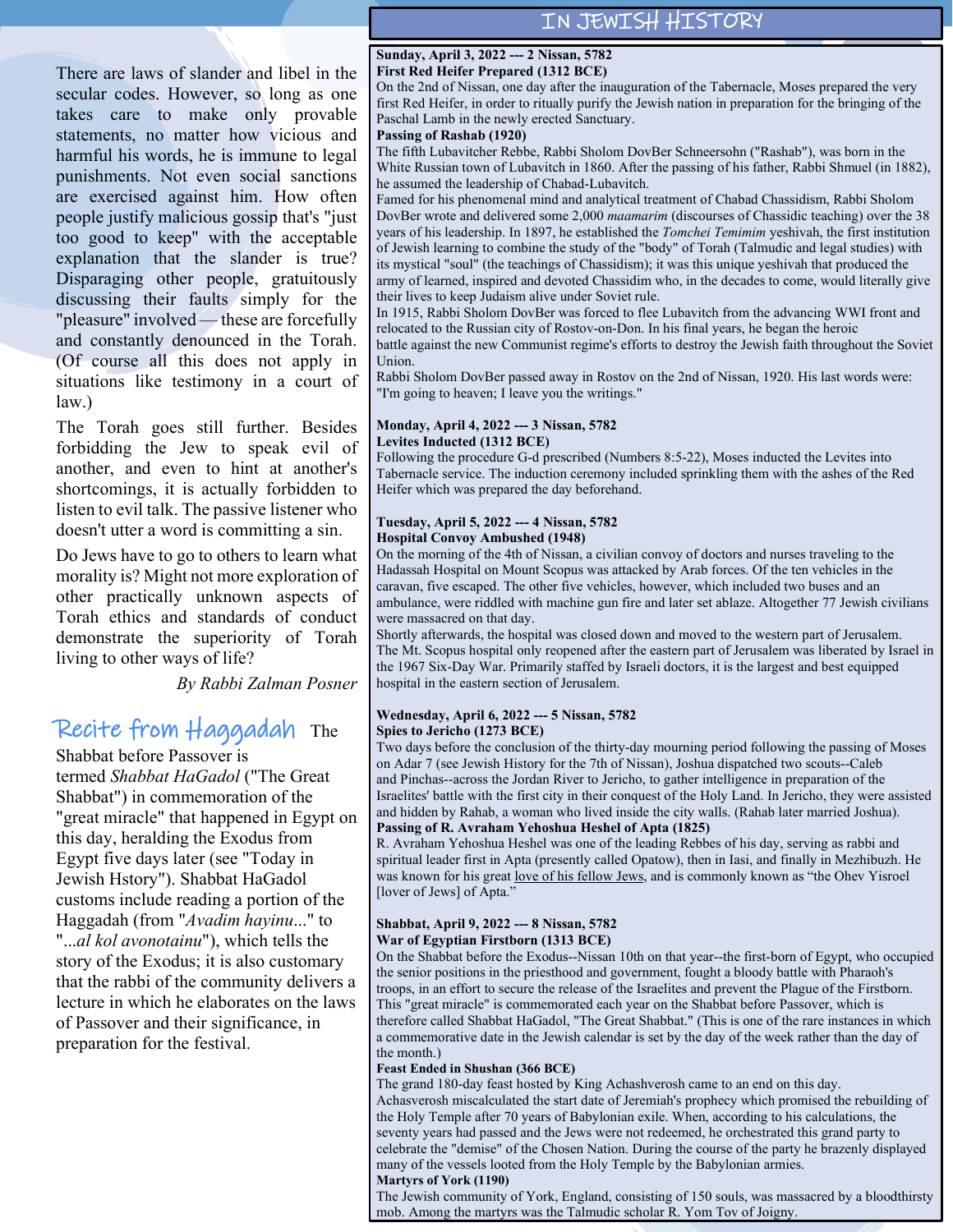There are laws of slander and libel in the secular codes. However, so long as one takes care to make only provable statements, no matter how vicious and harmful his words, he is immune to legal punishments. Not even social sanctions are exercised against him. How often people justify malicious gossip that's "just too good to keep" with the acceptable explanation that the slander is true? Disparaging other people, gratuitously discussing their faults simply for the "pleasure" involved — these are forcefully and constantly denounced in the Torah. (Of course all this does not apply in situations like testimony in a court of law.)

The Torah goes still further. Besides forbidding the Jew to speak evil of another, and even to hint at another's shortcomings, it is actually forbidden to listen to evil talk. The passive listener who doesn't utter a word is committing a sin.

Do Jews have to go to others to learn what morality is? Might not more exploration of other practically unknown aspects of Torah ethics and standards of conduct demonstrate the superiority of Torah living to other ways of life?

*By Rabbi Zalman Posner*

## Recite from Haggadah

The Shabbat before Passover is termed *Shabbat HaGadol* ("The Great Shabbat") in commemoration of the "great miracle" that happened in Egypt on this day, heralding the Exodus from Egypt five days later (see "Today in Jewish Hstory"). Shabbat HaGadol customs include reading a portion of the Haggadah (from "*Avadim hayinu*..." to "...*al kol avonotainu*"), which tells the story of the Exodus; it is also customary that the rabbi of the community delivers a lecture in which he elaborates on the laws of Passover and their significance, in preparation for the festival.

## IN JEWISH HISTORY

**Sunday, April 3, 2022 --- 2 Nissan, 5782**

**First Red Heifer Prepared (1312 BCE)**

On the 2nd of Nissan, one day after the inauguration of the Tabernacle, Moses prepared the very first Red Heifer, in order to ritually purify the Jewish nation in preparation for the bringing of the Paschal Lamb in the newly erected Sanctuary.

**Passing of Rashab (1920)**

The fifth Lubavitcher Rebbe, Rabbi Sholom DovBer Schneersohn ("Rashab"), was born in the White Russian town of Lubavitch in 1860. After the passing of his father, Rabbi Shmuel (in 1882), he assumed the leadership of Chabad-Lubavitch.

Famed for his phenomenal mind and analytical treatment of Chabad Chassidism, Rabbi Sholom DovBer wrote and delivered some 2,000 *maamarim* (discourses of Chassidic teaching) over the 38 years of his leadership. In 1897, he established the *Tomchei Temimim* yeshivah, the first institution of Jewish learning to combine the study of the "body" of Torah (Talmudic and legal studies) with its mystical "soul" (the teachings of Chassidism); it was this unique yeshivah that produced the army of learned, inspired and devoted Chassidim who, in the decades to come, would literally give their lives to keep Judaism alive under Soviet rule.

In 1915, Rabbi Sholom DovBer was forced to flee Lubavitch from the advancing WWI front and relocated to the Russian city of Rostov-on-Don. In his final years, he began the heroic battle against the new Communist regime's efforts to destroy the Jewish faith throughout the Soviet Union.

Rabbi Sholom DovBer passed away in Rostov on the 2nd of Nissan, 1920. His last words were: "I'm going to heaven; I leave you the writings."

**Monday, April 4, 2022 --- 3 Nissan, 5782**

**Levites Inducted (1312 BCE)**

Following the procedure G-d prescribed (Numbers 8:5-22), Moses inducted the Levites into Tabernacle service. The induction ceremony included sprinkling them with the ashes of the Red Heifer which was prepared the day beforehand.

**Tuesday, April 5, 2022 --- 4 Nissan, 5782**

**Hospital Convoy Ambushed (1948)**

On the morning of the 4th of Nissan, a civilian convoy of doctors and nurses traveling to the Hadassah Hospital on Mount Scopus was attacked by Arab forces. Of the ten vehicles in the caravan, five escaped. The other five vehicles, however, which included two buses and an ambulance, were riddled with machine gun fire and later set ablaze. Altogether 77 Jewish civilians were massacred on that day.

Shortly afterwards, the hospital was closed down and moved to the western part of Jerusalem. The Mt. Scopus hospital only reopened after the eastern part of Jerusalem was liberated by Israel in the 1967 Six-Day War. Primarily staffed by Israeli doctors, it is the largest and best equipped hospital in the eastern section of Jerusalem.

**Wednesday, April 6, 2022 --- 5 Nissan, 5782**

**Spies to Jericho (1273 BCE)**

Two days before the conclusion of the thirty-day mourning period following the passing of Moses on Adar 7 (see Jewish History for the 7th of Nissan), Joshua dispatched two scouts--Caleb and Pinchas--across the Jordan River to Jericho, to gather intelligence in preparation of the Israelites' battle with the first city in their conquest of the Holy Land. In Jericho, they were assisted and hidden by Rahab, a woman who lived inside the city walls. (Rahab later married Joshua).

**Passing of R. Avraham Yehoshua Heshel of Apta (1825)**

R. Avraham Yehoshua Heshel was one of the leading Rebbes of his day, serving as rabbi and spiritual leader first in Apta (presently called Opatow), then in Iasi, and finally in Mezhibuzh. He was known for his great love of his fellow Jews, and is commonly known as "the Ohev Yisroel [lover of Jews] of Apta."

**Shabbat, April 9, 2022 --- 8 Nissan, 5782**

**War of Egyptian Firstborn (1313 BCE)**

On the Shabbat before the Exodus--Nissan 10th on that year--the first-born of Egypt, who occupied the senior positions in the priesthood and government, fought a bloody battle with Pharaoh's troops, in an effort to secure the release of the Israelites and prevent the Plague of the Firstborn. This "great miracle" is commemorated each year on the Shabbat before Passover, which is therefore called Shabbat HaGadol, "The Great Shabbat." (This is one of the rare instances in which a commemorative date in the Jewish calendar is set by the day of the week rather than the day of the month.)

**Feast Ended in Shushan (366 BCE)**

The grand 180-day feast hosted by King Achashverosh came to an end on this day.

Achasverosh miscalculated the start date of Jeremiah's prophecy which promised the rebuilding of the Holy Temple after 70 years of Babylonian exile. When, according to his calculations, the seventy years had passed and the Jews were not redeemed, he orchestrated this grand party to celebrate the "demise" of the Chosen Nation. During the course of the party he brazenly displayed many of the vessels looted from the Holy Temple by the Babylonian armies.

**Martyrs of York (1190)**

The Jewish community of York, England, consisting of 150 souls, was massacred by a bloodthirsty mob. Among the martyrs was the Talmudic scholar R. Yom Tov of Joigny.